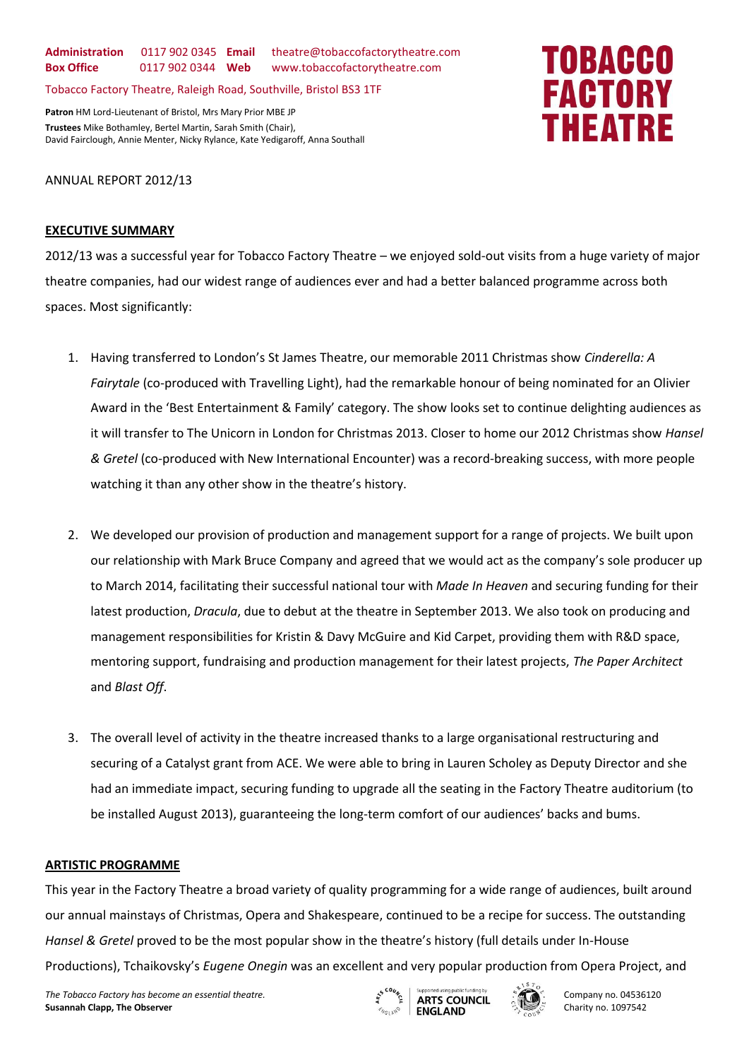**Administration** 0117 902 0345 **Email** theatre@tobaccofactorytheatre.com
**Box Office** 0117 902 0344 **Web** www.tobaccofactorytheatre.com

Tobacco Factory Theatre, Raleigh Road, Southville, Bristol BS3 1TF

**Patron** HM Lord-Lieutenant of Bristol, Mrs Mary Prior MBE JP
**Trustees** Mike Bothamley, Bertel Martin, Sarah Smith (Chair), David Fairclough, Annie Menter, Nicky Rylance, Kate Yedigaroff, Anna Southall

**TOBACCO FACTORY THEATRE**

ANNUAL REPORT 2012/13

## EXECUTIVE SUMMARY

2012/13 was a successful year for Tobacco Factory Theatre – we enjoyed sold-out visits from a huge variety of major theatre companies, had our widest range of audiences ever and had a better balanced programme across both spaces. Most significantly:

1. Having transferred to London's St James Theatre, our memorable 2011 Christmas show *Cinderella: A Fairytale* (co-produced with Travelling Light), had the remarkable honour of being nominated for an Olivier Award in the 'Best Entertainment & Family' category. The show looks set to continue delighting audiences as it will transfer to The Unicorn in London for Christmas 2013. Closer to home our 2012 Christmas show *Hansel & Gretel* (co-produced with New International Encounter) was a record-breaking success, with more people watching it than any other show in the theatre's history.

2. We developed our provision of production and management support for a range of projects. We built upon our relationship with Mark Bruce Company and agreed that we would act as the company's sole producer up to March 2014, facilitating their successful national tour with *Made In Heaven* and securing funding for their latest production, *Dracula*, due to debut at the theatre in September 2013. We also took on producing and management responsibilities for Kristin & Davy McGuire and Kid Carpet, providing them with R&D space, mentoring support, fundraising and production management for their latest projects, *The Paper Architect* and *Blast Off*.

3. The overall level of activity in the theatre increased thanks to a large organisational restructuring and securing of a Catalyst grant from ACE. We were able to bring in Lauren Scholey as Deputy Director and she had an immediate impact, securing funding to upgrade all the seating in the Factory Theatre auditorium (to be installed August 2013), guaranteeing the long-term comfort of our audiences' backs and bums.

## ARTISTIC PROGRAMME

This year in the Factory Theatre a broad variety of quality programming for a wide range of audiences, built around our annual mainstays of Christmas, Opera and Shakespeare, continued to be a recipe for success. The outstanding *Hansel & Gretel* proved to be the most popular show in the theatre's history (full details under In-House Productions), Tchaikovsky's *Eugene Onegin* was an excellent and very popular production from Opera Project, and

*The Tobacco Factory has become an essential theatre.*
**Susannah Clapp, The Observer**

Company no. 04536120
Charity no. 1097542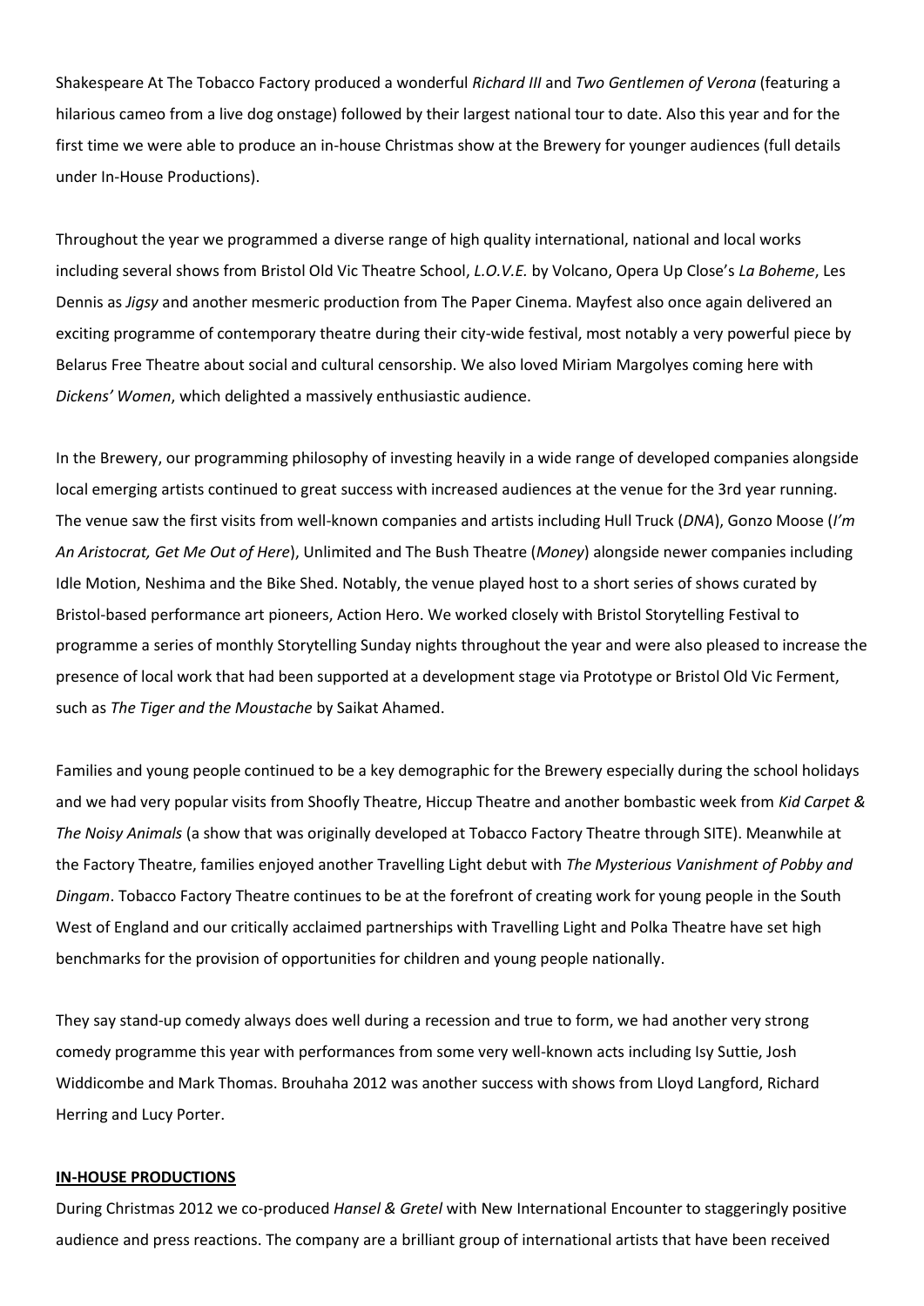Shakespeare At The Tobacco Factory produced a wonderful *Richard III* and *Two Gentlemen of Verona* (featuring a hilarious cameo from a live dog onstage) followed by their largest national tour to date. Also this year and for the first time we were able to produce an in-house Christmas show at the Brewery for younger audiences (full details under In-House Productions).

Throughout the year we programmed a diverse range of high quality international, national and local works including several shows from Bristol Old Vic Theatre School, *L.O.V.E.* by Volcano, Opera Up Close's *La Boheme*, Les Dennis as *Jigsy* and another mesmeric production from The Paper Cinema. Mayfest also once again delivered an exciting programme of contemporary theatre during their city-wide festival, most notably a very powerful piece by Belarus Free Theatre about social and cultural censorship. We also loved Miriam Margolyes coming here with *Dickens' Women*, which delighted a massively enthusiastic audience.

In the Brewery, our programming philosophy of investing heavily in a wide range of developed companies alongside local emerging artists continued to great success with increased audiences at the venue for the 3rd year running. The venue saw the first visits from well-known companies and artists including Hull Truck (*DNA*), Gonzo Moose (*I'm An Aristocrat, Get Me Out of Here*), Unlimited and The Bush Theatre (*Money*) alongside newer companies including Idle Motion, Neshima and the Bike Shed. Notably, the venue played host to a short series of shows curated by Bristol-based performance art pioneers, Action Hero. We worked closely with Bristol Storytelling Festival to programme a series of monthly Storytelling Sunday nights throughout the year and were also pleased to increase the presence of local work that had been supported at a development stage via Prototype or Bristol Old Vic Ferment, such as *The Tiger and the Moustache* by Saikat Ahamed.

Families and young people continued to be a key demographic for the Brewery especially during the school holidays and we had very popular visits from Shoofly Theatre, Hiccup Theatre and another bombastic week from *Kid Carpet & The Noisy Animals* (a show that was originally developed at Tobacco Factory Theatre through SITE). Meanwhile at the Factory Theatre, families enjoyed another Travelling Light debut with *The Mysterious Vanishment of Pobby and Dingam*. Tobacco Factory Theatre continues to be at the forefront of creating work for young people in the South West of England and our critically acclaimed partnerships with Travelling Light and Polka Theatre have set high benchmarks for the provision of opportunities for children and young people nationally.

They say stand-up comedy always does well during a recession and true to form, we had another very strong comedy programme this year with performances from some very well-known acts including Isy Suttie, Josh Widdicombe and Mark Thomas. Brouhaha 2012 was another success with shows from Lloyd Langford, Richard Herring and Lucy Porter.

**IN-HOUSE PRODUCTIONS**

During Christmas 2012 we co-produced *Hansel & Gretel* with New International Encounter to staggeringly positive audience and press reactions. The company are a brilliant group of international artists that have been received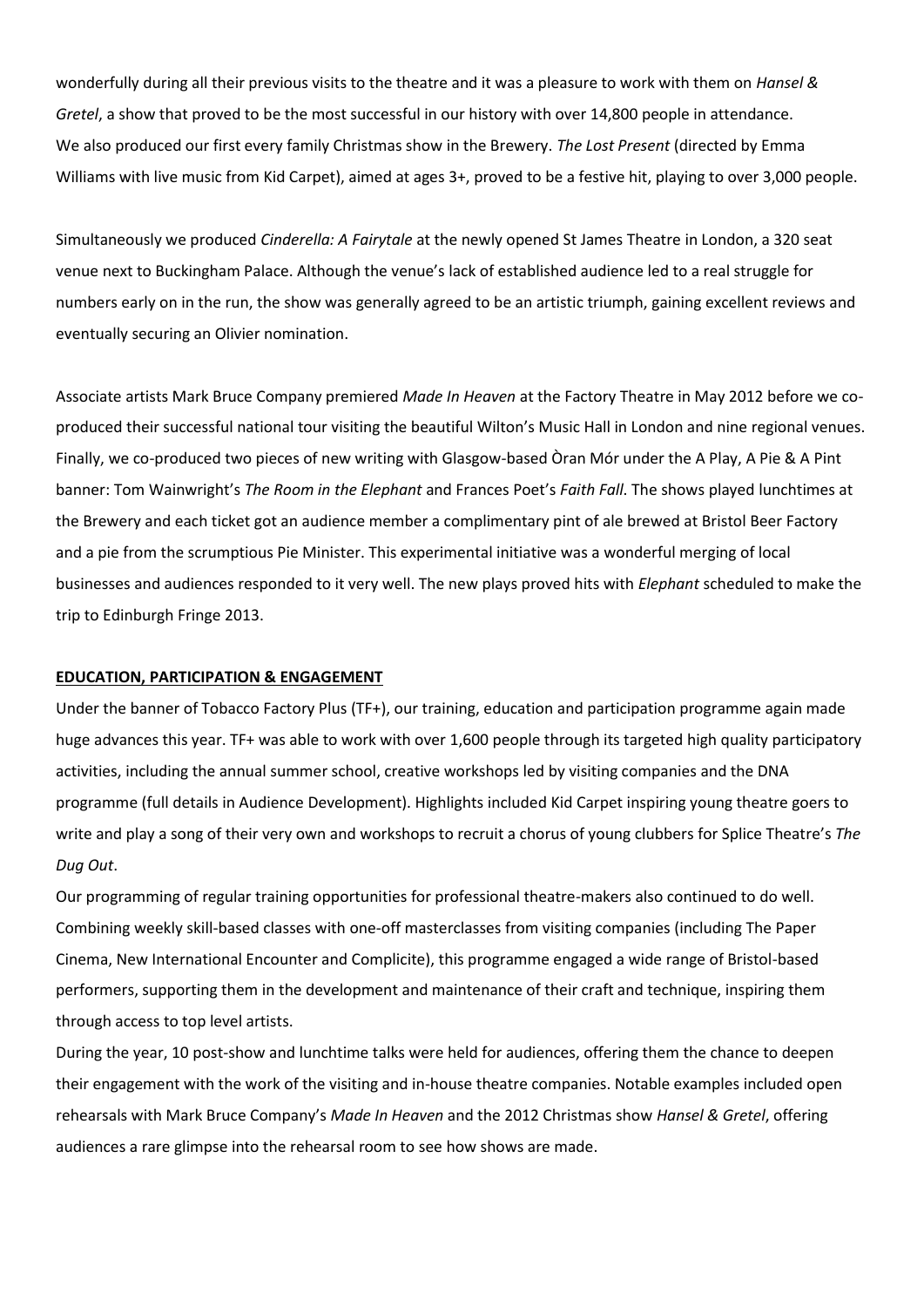wonderfully during all their previous visits to the theatre and it was a pleasure to work with them on *Hansel & Gretel*, a show that proved to be the most successful in our history with over 14,800 people in attendance.
We also produced our first every family Christmas show in the Brewery. *The Lost Present* (directed by Emma Williams with live music from Kid Carpet), aimed at ages 3+, proved to be a festive hit, playing to over 3,000 people.

Simultaneously we produced *Cinderella: A Fairytale* at the newly opened St James Theatre in London, a 320 seat venue next to Buckingham Palace. Although the venue's lack of established audience led to a real struggle for numbers early on in the run, the show was generally agreed to be an artistic triumph, gaining excellent reviews and eventually securing an Olivier nomination.

Associate artists Mark Bruce Company premiered *Made In Heaven* at the Factory Theatre in May 2012 before we co-produced their successful national tour visiting the beautiful Wilton's Music Hall in London and nine regional venues.
Finally, we co-produced two pieces of new writing with Glasgow-based Òran Mór under the A Play, A Pie & A Pint banner: Tom Wainwright's *The Room in the Elephant* and Frances Poet's *Faith Fall*. The shows played lunchtimes at the Brewery and each ticket got an audience member a complimentary pint of ale brewed at Bristol Beer Factory and a pie from the scrumptious Pie Minister. This experimental initiative was a wonderful merging of local businesses and audiences responded to it very well. The new plays proved hits with *Elephant* scheduled to make the trip to Edinburgh Fringe 2013.

## EDUCATION, PARTICIPATION & ENGAGEMENT

Under the banner of Tobacco Factory Plus (TF+), our training, education and participation programme again made huge advances this year. TF+ was able to work with over 1,600 people through its targeted high quality participatory activities, including the annual summer school, creative workshops led by visiting companies and the DNA programme (full details in Audience Development). Highlights included Kid Carpet inspiring young theatre goers to write and play a song of their very own and workshops to recruit a chorus of young clubbers for Splice Theatre's *The Dug Out*.
Our programming of regular training opportunities for professional theatre-makers also continued to do well. Combining weekly skill-based classes with one-off masterclasses from visiting companies (including The Paper Cinema, New International Encounter and Complicite), this programme engaged a wide range of Bristol-based performers, supporting them in the development and maintenance of their craft and technique, inspiring them through access to top level artists.
During the year, 10 post-show and lunchtime talks were held for audiences, offering them the chance to deepen their engagement with the work of the visiting and in-house theatre companies. Notable examples included open rehearsals with Mark Bruce Company's *Made In Heaven* and the 2012 Christmas show *Hansel & Gretel*, offering audiences a rare glimpse into the rehearsal room to see how shows are made.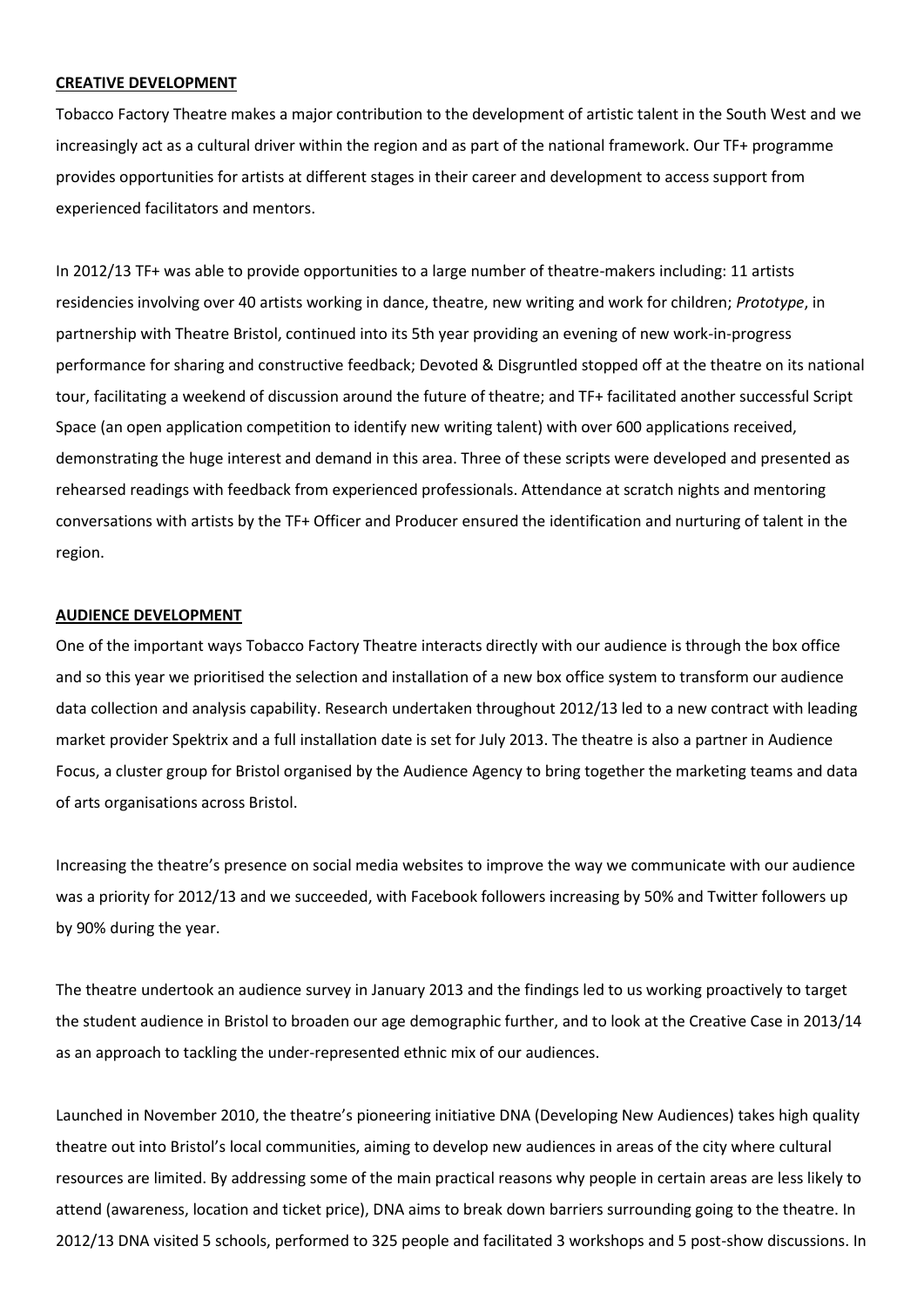## CREATIVE DEVELOPMENT

Tobacco Factory Theatre makes a major contribution to the development of artistic talent in the South West and we increasingly act as a cultural driver within the region and as part of the national framework. Our TF+ programme provides opportunities for artists at different stages in their career and development to access support from experienced facilitators and mentors.

In 2012/13 TF+ was able to provide opportunities to a large number of theatre-makers including: 11 artists residencies involving over 40 artists working in dance, theatre, new writing and work for children; *Prototype*, in partnership with Theatre Bristol, continued into its 5th year providing an evening of new work-in-progress performance for sharing and constructive feedback; Devoted & Disgruntled stopped off at the theatre on its national tour, facilitating a weekend of discussion around the future of theatre; and TF+ facilitated another successful Script Space (an open application competition to identify new writing talent) with over 600 applications received, demonstrating the huge interest and demand in this area. Three of these scripts were developed and presented as rehearsed readings with feedback from experienced professionals. Attendance at scratch nights and mentoring conversations with artists by the TF+ Officer and Producer ensured the identification and nurturing of talent in the region.

## AUDIENCE DEVELOPMENT

One of the important ways Tobacco Factory Theatre interacts directly with our audience is through the box office and so this year we prioritised the selection and installation of a new box office system to transform our audience data collection and analysis capability. Research undertaken throughout 2012/13 led to a new contract with leading market provider Spektrix and a full installation date is set for July 2013. The theatre is also a partner in Audience Focus, a cluster group for Bristol organised by the Audience Agency to bring together the marketing teams and data of arts organisations across Bristol.

Increasing the theatre's presence on social media websites to improve the way we communicate with our audience was a priority for 2012/13 and we succeeded, with Facebook followers increasing by 50% and Twitter followers up by 90% during the year.

The theatre undertook an audience survey in January 2013 and the findings led to us working proactively to target the student audience in Bristol to broaden our age demographic further, and to look at the Creative Case in 2013/14 as an approach to tackling the under-represented ethnic mix of our audiences.

Launched in November 2010, the theatre's pioneering initiative DNA (Developing New Audiences) takes high quality theatre out into Bristol's local communities, aiming to develop new audiences in areas of the city where cultural resources are limited. By addressing some of the main practical reasons why people in certain areas are less likely to attend (awareness, location and ticket price), DNA aims to break down barriers surrounding going to the theatre. In 2012/13 DNA visited 5 schools, performed to 325 people and facilitated 3 workshops and 5 post-show discussions. In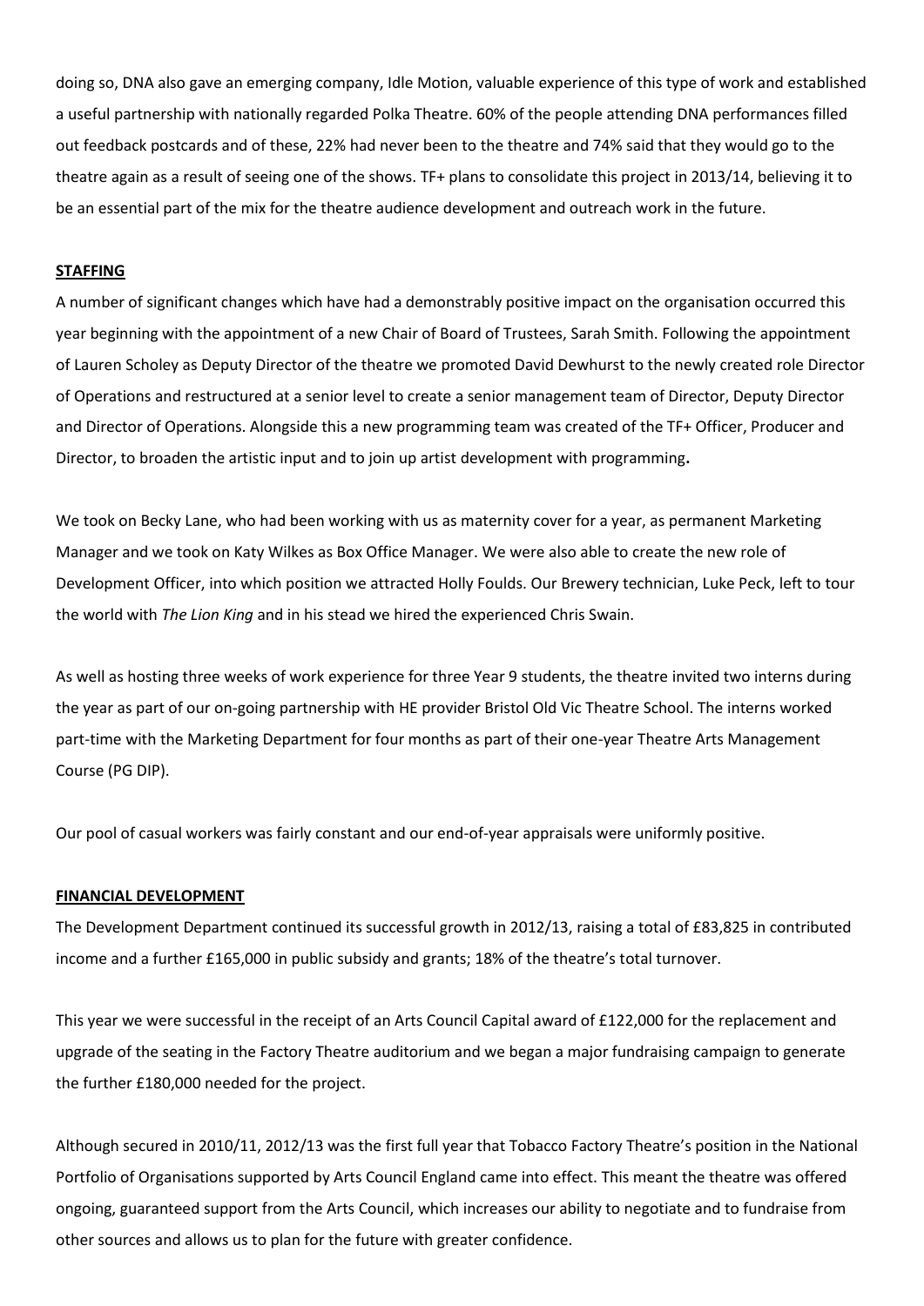doing so, DNA also gave an emerging company, Idle Motion, valuable experience of this type of work and established a useful partnership with nationally regarded Polka Theatre. 60% of the people attending DNA performances filled out feedback postcards and of these, 22% had never been to the theatre and 74% said that they would go to the theatre again as a result of seeing one of the shows. TF+ plans to consolidate this project in 2013/14, believing it to be an essential part of the mix for the theatre audience development and outreach work in the future.

## STAFFING

A number of significant changes which have had a demonstrably positive impact on the organisation occurred this year beginning with the appointment of a new Chair of Board of Trustees, Sarah Smith. Following the appointment of Lauren Scholey as Deputy Director of the theatre we promoted David Dewhurst to the newly created role Director of Operations and restructured at a senior level to create a senior management team of Director, Deputy Director and Director of Operations. Alongside this a new programming team was created of the TF+ Officer, Producer and Director, to broaden the artistic input and to join up artist development with programming.

We took on Becky Lane, who had been working with us as maternity cover for a year, as permanent Marketing Manager and we took on Katy Wilkes as Box Office Manager. We were also able to create the new role of Development Officer, into which position we attracted Holly Foulds. Our Brewery technician, Luke Peck, left to tour the world with *The Lion King* and in his stead we hired the experienced Chris Swain.

As well as hosting three weeks of work experience for three Year 9 students, the theatre invited two interns during the year as part of our on-going partnership with HE provider Bristol Old Vic Theatre School. The interns worked part-time with the Marketing Department for four months as part of their one-year Theatre Arts Management Course (PG DIP).

Our pool of casual workers was fairly constant and our end-of-year appraisals were uniformly positive.

## FINANCIAL DEVELOPMENT

The Development Department continued its successful growth in 2012/13, raising a total of £83,825 in contributed income and a further £165,000 in public subsidy and grants; 18% of the theatre's total turnover.

This year we were successful in the receipt of an Arts Council Capital award of £122,000 for the replacement and upgrade of the seating in the Factory Theatre auditorium and we began a major fundraising campaign to generate the further £180,000 needed for the project.

Although secured in 2010/11, 2012/13 was the first full year that Tobacco Factory Theatre's position in the National Portfolio of Organisations supported by Arts Council England came into effect. This meant the theatre was offered ongoing, guaranteed support from the Arts Council, which increases our ability to negotiate and to fundraise from other sources and allows us to plan for the future with greater confidence.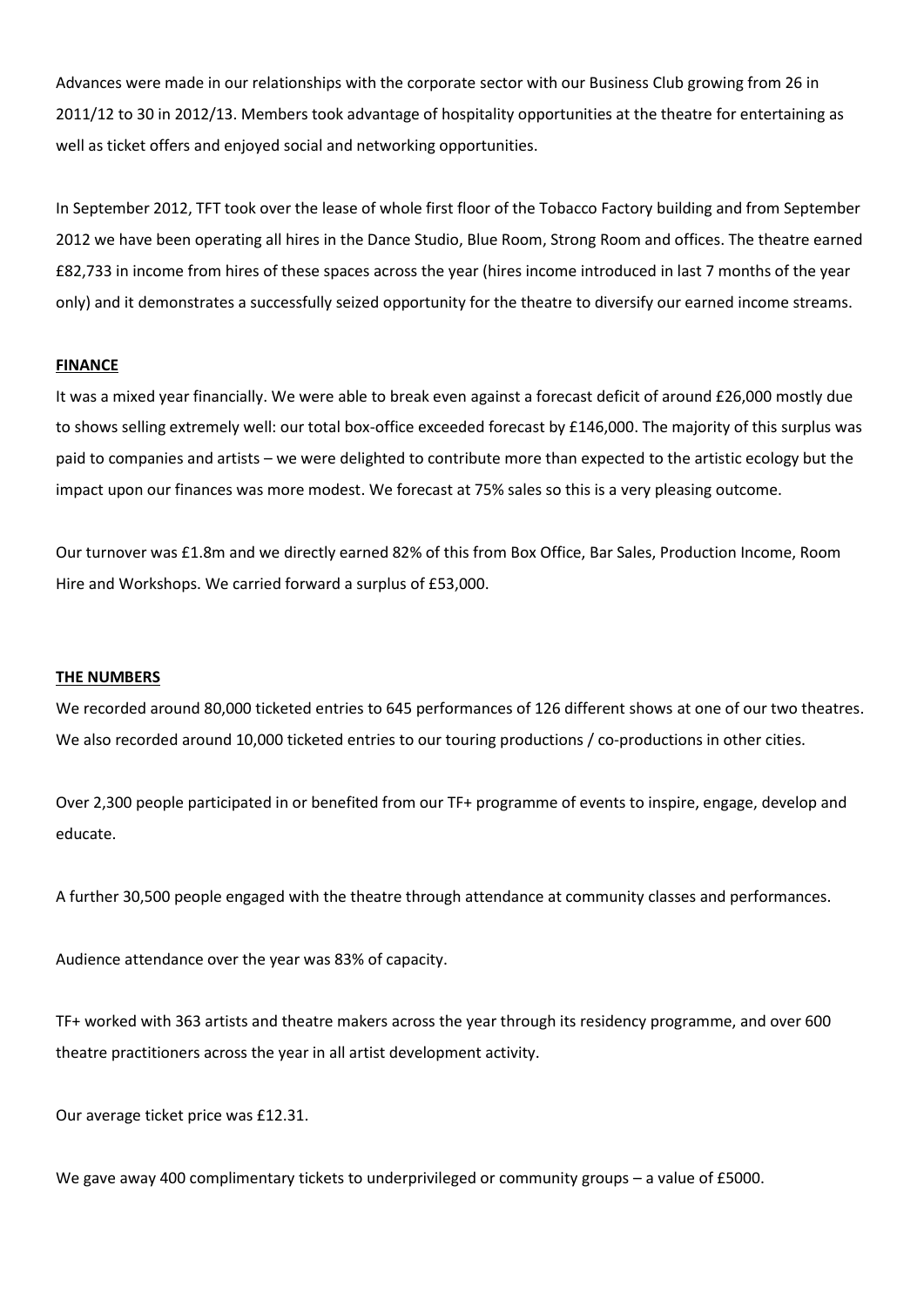Advances were made in our relationships with the corporate sector with our Business Club growing from 26 in 2011/12 to 30 in 2012/13. Members took advantage of hospitality opportunities at the theatre for entertaining as well as ticket offers and enjoyed social and networking opportunities.

In September 2012, TFT took over the lease of whole first floor of the Tobacco Factory building and from September 2012 we have been operating all hires in the Dance Studio, Blue Room, Strong Room and offices. The theatre earned £82,733 in income from hires of these spaces across the year (hires income introduced in last 7 months of the year only) and it demonstrates a successfully seized opportunity for the theatre to diversify our earned income streams.

## FINANCE

It was a mixed year financially. We were able to break even against a forecast deficit of around £26,000 mostly due to shows selling extremely well: our total box-office exceeded forecast by £146,000. The majority of this surplus was paid to companies and artists – we were delighted to contribute more than expected to the artistic ecology but the impact upon our finances was more modest. We forecast at 75% sales so this is a very pleasing outcome.

Our turnover was £1.8m and we directly earned 82% of this from Box Office, Bar Sales, Production Income, Room Hire and Workshops. We carried forward a surplus of £53,000.

## THE NUMBERS

We recorded around 80,000 ticketed entries to 645 performances of 126 different shows at one of our two theatres. We also recorded around 10,000 ticketed entries to our touring productions / co-productions in other cities.

Over 2,300 people participated in or benefited from our TF+ programme of events to inspire, engage, develop and educate.

A further 30,500 people engaged with the theatre through attendance at community classes and performances.

Audience attendance over the year was 83% of capacity.

TF+ worked with 363 artists and theatre makers across the year through its residency programme, and over 600 theatre practitioners across the year in all artist development activity.

Our average ticket price was £12.31.

We gave away 400 complimentary tickets to underprivileged or community groups – a value of £5000.